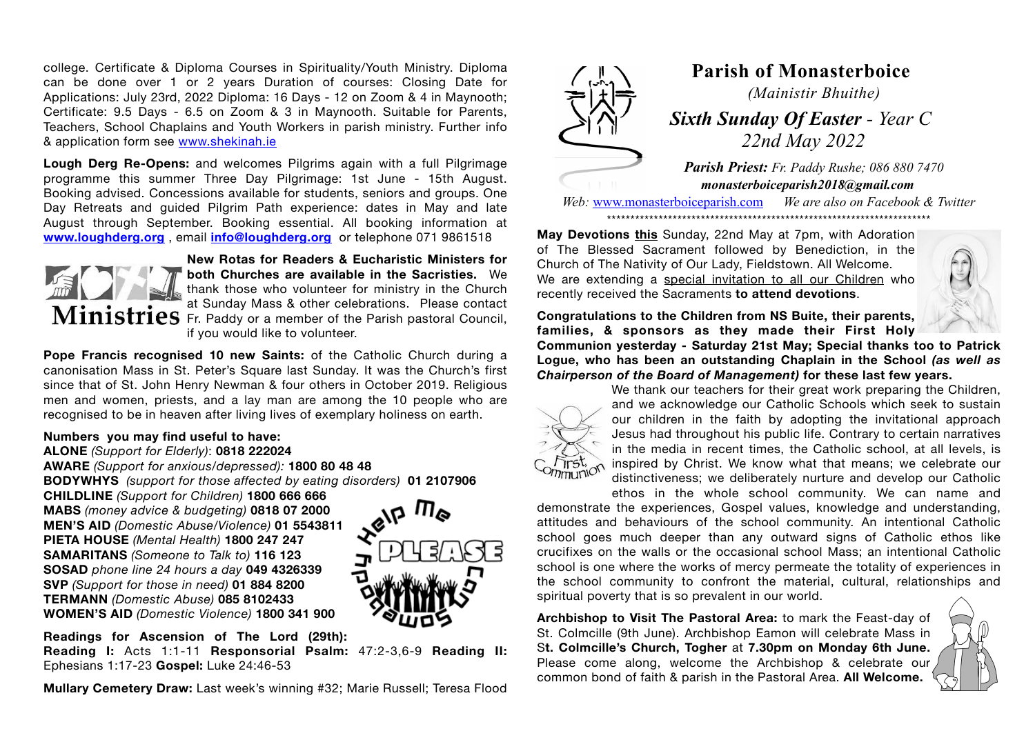college. Certificate & Diploma Courses in Spirituality/Youth Ministry. Diploma can be done over 1 or 2 years Duration of courses: Closing Date for Applications: July 23rd, 2022 Diploma: 16 Days - 12 on Zoom & 4 in Maynooth; Certificate: 9.5 Days - 6.5 on Zoom & 3 in Maynooth. Suitable for Parents, Teachers, School Chaplains and Youth Workers in parish ministry. Further info & application form see www.shekinah.ie

**Lough Derg Re-Opens:** and welcomes Pilgrims again with a full Pilgrimage programme this summer Three Day Pilgrimage: 1st June - 15th August. Booking advised. Concessions available for students, seniors and groups. One Day Retreats and guided Pilgrim Path experience: dates in May and late August through September. Booking essential. All booking information at **www.loughderg.org** , email **info@loughderg.org** or telephone 071 9861518

Ministries

**New Rotas for Readers & Eucharistic Ministers for both Churches are available in the Sacristies.** We thank those who volunteer for ministry in the Church at Sunday Mass & other celebrations. Please contact Fr. Paddy or a member of the Parish pastoral Council, if you would like to volunteer.

**Pope Francis recognised 10 new Saints:** of the Catholic Church during a canonisation Mass in St. Peter's Square last Sunday. It was the Church's first since that of St. John Henry Newman & four others in October 2019. Religious men and women, priests, and a lay man are among the 10 people who are recognised to be in heaven after living lives of exemplary holiness on earth.

**Numbers you may find useful to have:**
**ALONE** *(Support for Elderly)*: **0818 222024**
**AWARE** *(Support for anxious/depressed):* **1800 80 48 48**
**BODYWHYS** *(support for those affected by eating disorders)* **01 2107906**
**CHILDLINE** *(Support for Children)* **1800 666 666**
**MABS** *(money advice & budgeting)* **0818 07 2000**
**MEN'S AID** *(Domestic Abuse/Violence)* **01 5543811**
**PIETA HOUSE** *(Mental Health)* **1800 247 247**
**SAMARITANS** *(Someone to Talk to)* **116 123**
**SOSAD** *phone line 24 hours a day* **049 4326339**
**SVP** *(Support for those in need)* **01 884 8200**
**TERMANN** *(Domestic Abuse)* **085 8102433**
**WOMEN'S AID** *(Domestic Violence)* **1800 341 900**

**Readings for Ascension of The Lord (29th):**
**Reading I:** Acts 1:1-11 **Responsorial Psalm:** 47:2-3,6-9 **Reading II:** Ephesians 1:17-23 **Gospel:** Luke 24:46-53

**Mullary Cemetery Draw:** Last week's winning #32; Marie Russell; Teresa Flood

# Parish of Monasterboice

*(Mainistir Bhuithe)*

## *Sixth Sunday Of Easter - Year C*

*22nd May 2022*

***Parish Priest:*** *Fr. Paddy Rushe; 086 880 7470*
***monasterboiceparish2018@gmail.com***
*Web:* www.monasterboiceparish.com *We are also on Facebook & Twitter*

**May Devotions this** Sunday, 22nd May at 7pm, with Adoration of The Blessed Sacrament followed by Benediction, in the Church of The Nativity of Our Lady, Fieldstown. All Welcome. We are extending a special invitation to all our Children who recently received the Sacraments **to attend devotions**.

**Congratulations to the Children from NS Buite, their parents, families, & sponsors as they made their First Holy Communion yesterday - Saturday 21st May; Special thanks too to Patrick Logue, who has been an outstanding Chaplain in the School** ***(as well as Chairperson of the Board of Management)*** **for these last few years.**

We thank our teachers for their great work preparing the Children, and we acknowledge our Catholic Schools which seek to sustain our children in the faith by adopting the invitational approach Jesus had throughout his public life. Contrary to certain narratives in the media in recent times, the Catholic school, at all levels, is inspired by Christ. We know what that means; we celebrate our distinctiveness; we deliberately nurture and develop our Catholic ethos in the whole school community. We can name and demonstrate the experiences, Gospel values, knowledge and understanding, attitudes and behaviours of the school community. An intentional Catholic school goes much deeper than any outward signs of Catholic ethos like crucifixes on the walls or the occasional school Mass; an intentional Catholic school is one where the works of mercy permeate the totality of experiences in the school community to confront the material, cultural, relationships and spiritual poverty that is so prevalent in our world.

**Archbishop to Visit The Pastoral Area:** to mark the Feast-day of St. Colmcille (9th June). Archbishop Eamon will celebrate Mass in S**t. Colmcille's Church, Togher** at **7.30pm on Monday 6th June.** Please come along, welcome the Archbishop & celebrate our common bond of faith & parish in the Pastoral Area. **All Welcome.**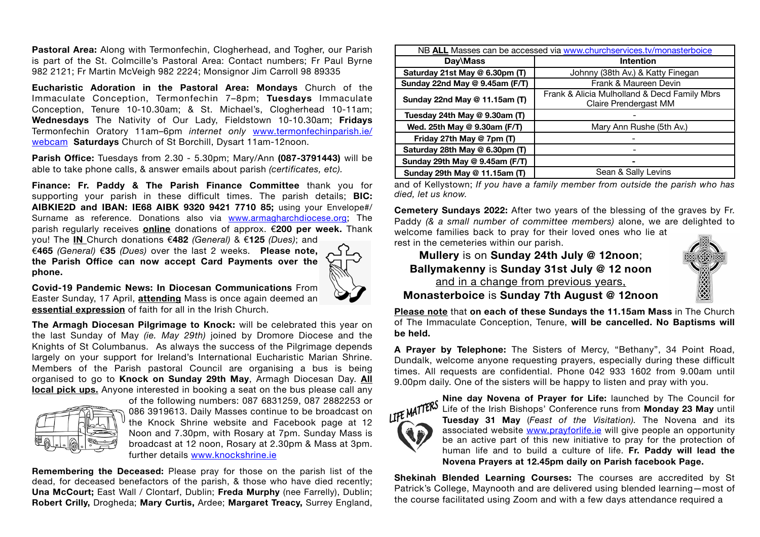**Pastoral Area:** Along with Termonfechin, Clogherhead, and Togher, our Parish is part of the St. Colmcille's Pastoral Area: Contact numbers; Fr Paul Byrne 982 2121; Fr Martin McVeigh 982 2224; Monsignor Jim Carroll 98 89335

**Eucharistic Adoration in the Pastoral Area: Mondays** Church of the Immaculate Conception, Termonfechin 7–8pm; **Tuesdays** Immaculate Conception, Tenure 10-10.30am; & St. Michael's, Clogherhead 10-11am; **Wednesdays** The Nativity of Our Lady, Fieldstown 10-10.30am; **Fridays** Termonfechin Oratory 11am–6pm *internet only* www.termonfechinparish.ie/webcam **Saturdays** Church of St Borchill, Dysart 11am-12noon.

**Parish Office:** Tuesdays from 2.30 - 5.30pm; Mary/Ann **(087-3791443)** will be able to take phone calls, & answer emails about parish *(certificates, etc).*

**Finance: Fr. Paddy & The Parish Finance Committee** thank you for supporting your parish in these difficult times. The parish details; **BIC: AIBKIE2D and IBAN: IE68 AIBK 9320 9421 7710 85;** using your Envelope#/Surname as reference. Donations also via www.armagharchdiocese.org; The parish regularly receives **online** donations of approx. €**200 per week.** Thank you! The **IN** Church donations €**482** *(General)* & €**125** *(Dues)*; and €**465** *(General)* €**35** *(Dues)* over the last 2 weeks. **Please note, the Parish Office can now accept Card Payments over the phone.**

**Covid-19 Pandemic News: In Diocesan Communications** From Easter Sunday, 17 April, **attending** Mass is once again deemed an **essential expression** of faith for all in the Irish Church.

**The Armagh Diocesan Pilgrimage to Knock:** will be celebrated this year on the last Sunday of May *(ie. May 29th)* joined by Dromore Diocese and the Knights of St Columbanus. As always the success of the Pilgrimage depends largely on your support for Ireland's International Eucharistic Marian Shrine. Members of the Parish pastoral Council are organising a bus is being organised to go to **Knock on Sunday 29th May**, Armagh Diocesan Day. **All local pick ups.** Anyone interested in booking a seat on the bus please call any of the following numbers: 087 6831259, 087 2882253 or 086 3919613. Daily Masses continue to be broadcast on the Knock Shrine website and Facebook page at 12 Noon and 7.30pm, with Rosary at 7pm. Sunday Mass is broadcast at 12 noon, Rosary at 2.30pm & Mass at 3pm. further details www.knockshrine.ie

**Remembering the Deceased:** Please pray for those on the parish list of the dead, for deceased benefactors of the parish, & those who have died recently; **Una McCourt;** East Wall / Clontarf, Dublin; **Freda Murphy** (nee Farrelly), Dublin; **Robert Crilly,** Drogheda; **Mary Curtis,** Ardee; **Margaret Treacy,** Surrey England, and of Kellystown; *If you have a family member from outside the parish who has died, let us know.*

NB **ALL** Masses can be accessed via www.churchservices.tv/monasterboice

| Day\Mass | Intention |
|---|---|
| Saturday 21st May @ 6.30pm (T) | Johnny (38th Av.) & Katty Finegan |
| Sunday 22nd May @ 9.45am (F/T) | Frank & Maureen Devin |
| Sunday 22nd May @ 11.15am (T) | Frank & Alicia Mulholland & Decd Family Mbrs<br>Claire Prendergast MM |
| Tuesday 24th May @ 9.30am (T) | - |
| Wed. 25th May @ 9.30am (F/T) | Mary Ann Rushe (5th Av.) |
| Friday 27th May @ 7pm (T) | - |
| Saturday 28th May @ 6.30pm (T) | - |
| Sunday 29th May @ 9.45am (F/T) | - |
| Sunday 29th May @ 11.15am (T) | Sean & Sally Levins |

**Cemetery Sundays 2022:** After two years of the blessing of the graves by Fr. Paddy *(& a small number of committee members)* alone, we are delighted to welcome families back to pray for their loved ones who lie at rest in the cemeteries within our parish.

**Mullery** is on **Sunday 24th July @ 12noon**;
**Ballymakenny** is **Sunday 31st July @ 12 noon**
and in a change from previous years,
**Monasterboice** is **Sunday 7th August @ 12noon**

**Please note** that **on each of these Sundays the 11.15am Mass** in The Church of The Immaculate Conception, Tenure, **will be cancelled. No Baptisms will be held.**

**A Prayer by Telephone:** The Sisters of Mercy, "Bethany", 34 Point Road, Dundalk, welcome anyone requesting prayers, especially during these difficult times. All requests are confidential. Phone 042 933 1602 from 9.00am until 9.00pm daily. One of the sisters will be happy to listen and pray with you.

**Nine day Novena of Prayer for Life:** launched by The Council for Life of the Irish Bishops' Conference runs from **Monday 23 May** until **Tuesday 31 May** (*Feast of the Visitation).* The Novena and its associated website www.prayforlife.ie will give people an opportunity be an active part of this new initiative to pray for the protection of human life and to build a culture of life. **Fr. Paddy will lead the Novena Prayers at 12.45pm daily on Parish facebook Page.**

**Shekinah Blended Learning Courses:** The courses are accredited by St Patrick's College, Maynooth and are delivered using blended learning—most of the course facilitated using Zoom and with a few days attendance required a